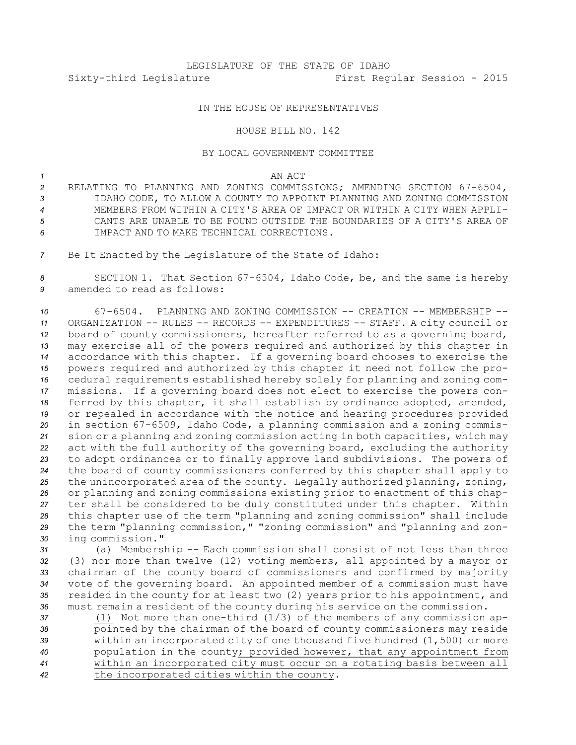LEGISLATURE OF THE STATE OF IDAHO

Sixty-third Legislature First Regular Session - 2015

IN THE HOUSE OF REPRESENTATIVES

HOUSE BILL NO. 142

BY LOCAL GOVERNMENT COMMITTEE

AN ACT

RELATING TO PLANNING AND ZONING COMMISSIONS; AMENDING SECTION 67-6504, IDAHO CODE, TO ALLOW A COUNTY TO APPOINT PLANNING AND ZONING COMMISSION MEMBERS FROM WITHIN A CITY'S AREA OF IMPACT OR WITHIN A CITY WHEN APPLICANTS ARE UNABLE TO BE FOUND OUTSIDE THE BOUNDARIES OF A CITY'S AREA OF IMPACT AND TO MAKE TECHNICAL CORRECTIONS.

Be It Enacted by the Legislature of the State of Idaho:

SECTION 1. That Section 67-6504, Idaho Code, be, and the same is hereby amended to read as follows:

67-6504. PLANNING AND ZONING COMMISSION -- CREATION -- MEMBERSHIP -- ORGANIZATION -- RULES -- RECORDS -- EXPENDITURES -- STAFF. A city council or board of county commissioners, hereafter referred to as a governing board, may exercise all of the powers required and authorized by this chapter in accordance with this chapter. If a governing board chooses to exercise the powers required and authorized by this chapter it need not follow the procedural requirements established hereby solely for planning and zoning commissions. If a governing board does not elect to exercise the powers conferred by this chapter, it shall establish by ordinance adopted, amended, or repealed in accordance with the notice and hearing procedures provided in section 67-6509, Idaho Code, a planning commission and a zoning commission or a planning and zoning commission acting in both capacities, which may act with the full authority of the governing board, excluding the authority to adopt ordinances or to finally approve land subdivisions. The powers of the board of county commissioners conferred by this chapter shall apply to the unincorporated area of the county. Legally authorized planning, zoning, or planning and zoning commissions existing prior to enactment of this chapter shall be considered to be duly constituted under this chapter. Within this chapter use of the term "planning and zoning commission" shall include the term "planning commission," "zoning commission" and "planning and zoning commission."

(a) Membership -- Each commission shall consist of not less than three (3) nor more than twelve (12) voting members, all appointed by a mayor or chairman of the county board of commissioners and confirmed by majority vote of the governing board. An appointed member of a commission must have resided in the county for at least two (2) years prior to his appointment, and must remain a resident of the county during his service on the commission.

<u>(1)</u> Not more than one-third (1/3) of the members of any commission appointed by the chairman of the board of county commissioners may reside within an incorporated city of one thousand five hundred (1,500) or more population in the county<u>; provided however, that any appointment from within an incorporated city must occur on a rotating basis between all the incorporated cities within the county</u>.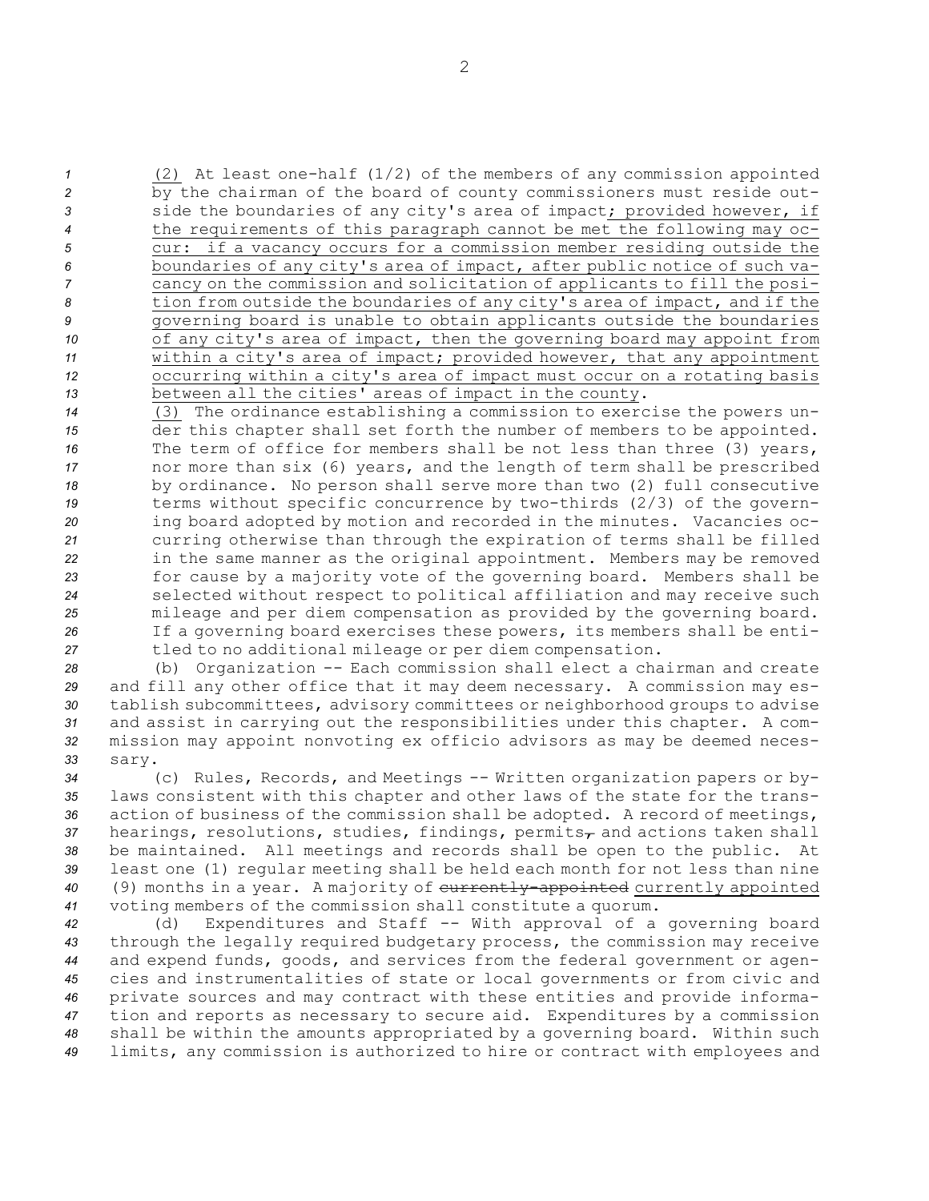(2) At least one-half (1/2) of the members of any commission appointed by the chairman of the board of county commissioners must reside outside the boundaries of any city's area of impact; provided however, if the requirements of this paragraph cannot be met the following may occur: if a vacancy occurs for a commission member residing outside the boundaries of any city's area of impact, after public notice of such vacancy on the commission and solicitation of applicants to fill the position from outside the boundaries of any city's area of impact, and if the governing board is unable to obtain applicants outside the boundaries of any city's area of impact, then the governing board may appoint from within a city's area of impact; provided however, that any appointment occurring within a city's area of impact must occur on a rotating basis between all the cities' areas of impact in the county.

(3) The ordinance establishing a commission to exercise the powers under this chapter shall set forth the number of members to be appointed. The term of office for members shall be not less than three (3) years, nor more than six (6) years, and the length of term shall be prescribed by ordinance. No person shall serve more than two (2) full consecutive terms without specific concurrence by two-thirds (2/3) of the governing board adopted by motion and recorded in the minutes. Vacancies occurring otherwise than through the expiration of terms shall be filled in the same manner as the original appointment. Members may be removed for cause by a majority vote of the governing board. Members shall be selected without respect to political affiliation and may receive such mileage and per diem compensation as provided by the governing board. If a governing board exercises these powers, its members shall be entitled to no additional mileage or per diem compensation.

(b) Organization -- Each commission shall elect a chairman and create and fill any other office that it may deem necessary. A commission may establish subcommittees, advisory committees or neighborhood groups to advise and assist in carrying out the responsibilities under this chapter. A commission may appoint nonvoting ex officio advisors as may be deemed necessary.

(c) Rules, Records, and Meetings -- Written organization papers or bylaws consistent with this chapter and other laws of the state for the transaction of business of the commission shall be adopted. A record of meetings, hearings, resolutions, studies, findings, permits, and actions taken shall be maintained. All meetings and records shall be open to the public. At least one (1) regular meeting shall be held each month for not less than nine (9) months in a year. A majority of ~~currently-appointed~~ currently appointed voting members of the commission shall constitute a quorum.

(d) Expenditures and Staff -- With approval of a governing board through the legally required budgetary process, the commission may receive and expend funds, goods, and services from the federal government or agencies and instrumentalities of state or local governments or from civic and private sources and may contract with these entities and provide information and reports as necessary to secure aid. Expenditures by a commission shall be within the amounts appropriated by a governing board. Within such limits, any commission is authorized to hire or contract with employees and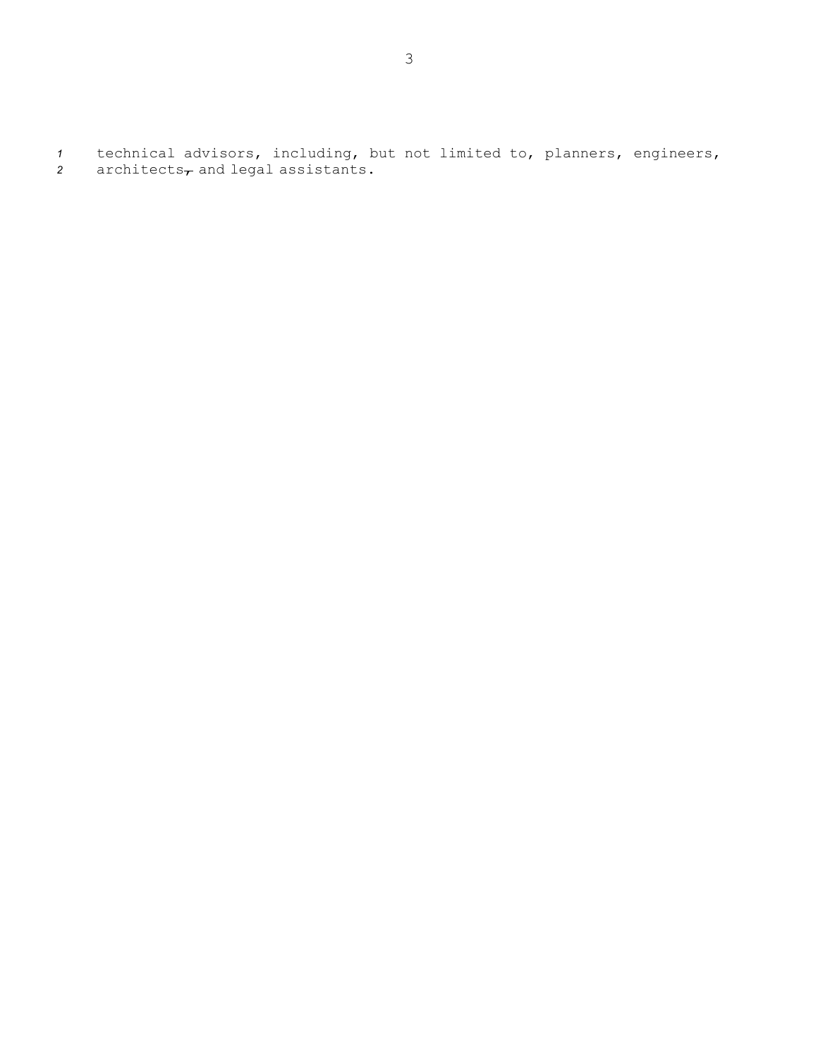technical advisors, including, but not limited to, planners, engineers, architects~~,~~ and legal assistants.